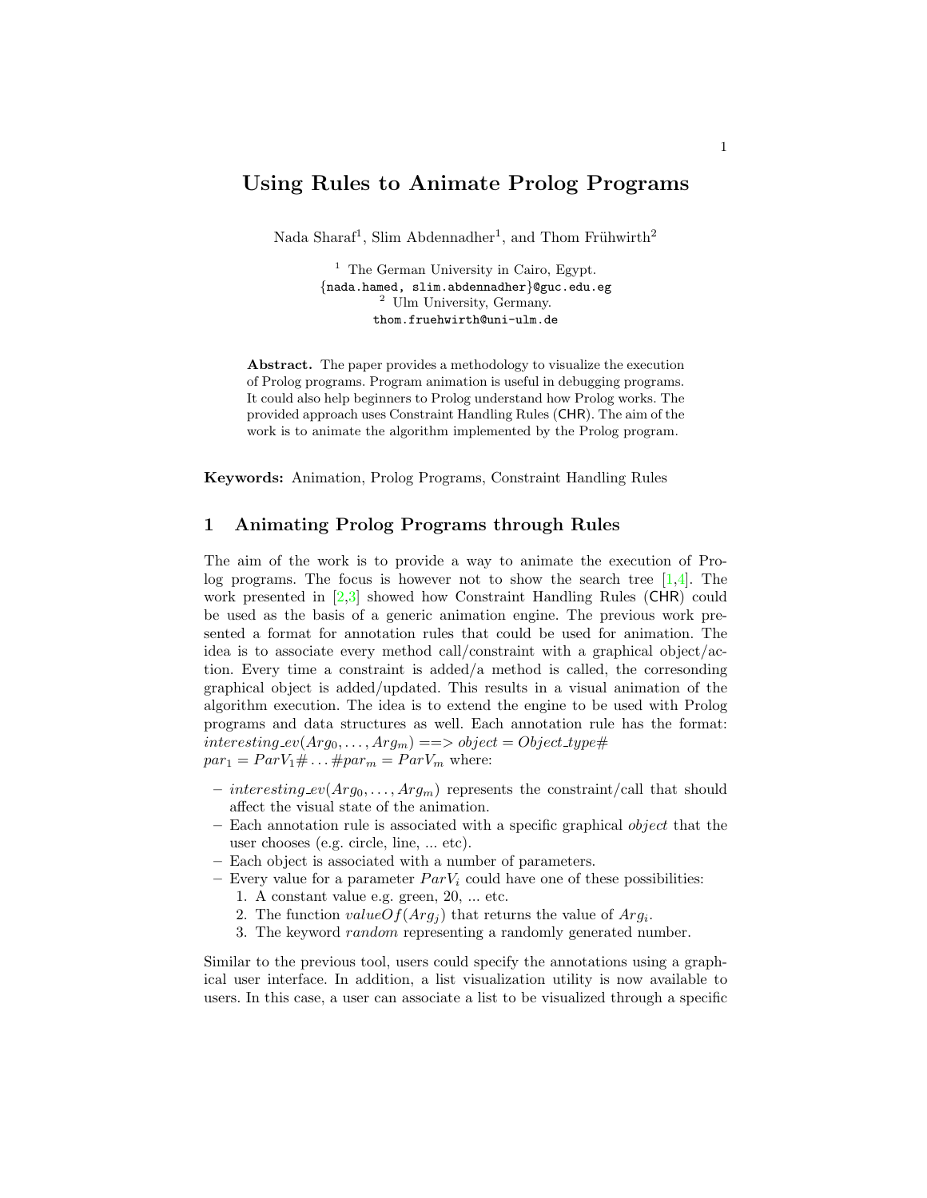# Using Rules to Animate Prolog Programs

Nada Sharaf[1], Slim Abdennadher[1], and Thom Frühwirth[2]

[1] The German University in Cairo, Egypt.
{nada.hamed, slim.abdennadher}@guc.edu.eg
[2] Ulm University, Germany.
thom.fruehwirth@uni-ulm.de

**Abstract.** The paper provides a methodology to visualize the execution of Prolog programs. Program animation is useful in debugging programs. It could also help beginners to Prolog understand how Prolog works. The provided approach uses Constraint Handling Rules (CHR). The aim of the work is to animate the algorithm implemented by the Prolog program.

**Keywords:** Animation, Prolog Programs, Constraint Handling Rules

## 1 Animating Prolog Programs through Rules

The aim of the work is to provide a way to animate the execution of Prolog programs. The focus is however not to show the search tree [1,4]. The work presented in [2,3] showed how Constraint Handling Rules (CHR) could be used as the basis of a generic animation engine. The previous work presented a format for annotation rules that could be used for animation. The idea is to associate every method call/constraint with a graphical object/action. Every time a constraint is added/a method is called, the coresonding graphical object is added/updated. This results in a visual animation of the algorithm execution. The idea is to extend the engine to be used with Prolog programs and data structures as well. Each annotation rule has the format: $interesting\_ev(Arg_0, \ldots, Arg_m) ==> object = Object\_type\#$ $par_1 = ParV_1\# \ldots \#par_m = ParV_m$ where:

- $interesting\_ev(Arg_0, \ldots, Arg_m)$ represents the constraint/call that should affect the visual state of the animation.
- Each annotation rule is associated with a specific graphical *object* that the user chooses (e.g. circle, line, ... etc).
- Each object is associated with a number of parameters.
- Every value for a parameter $ParV_i$ could have one of these possibilities:
  1. A constant value e.g. green, 20, ... etc.
  2. The function $valueOf(Arg_j)$ that returns the value of $Arg_i$.
  3. The keyword *random* representing a randomly generated number.

Similar to the previous tool, users could specify the annotations using a graphical user interface. In addition, a list visualization utility is now available to users. In this case, a user can associate a list to be visualized through a specific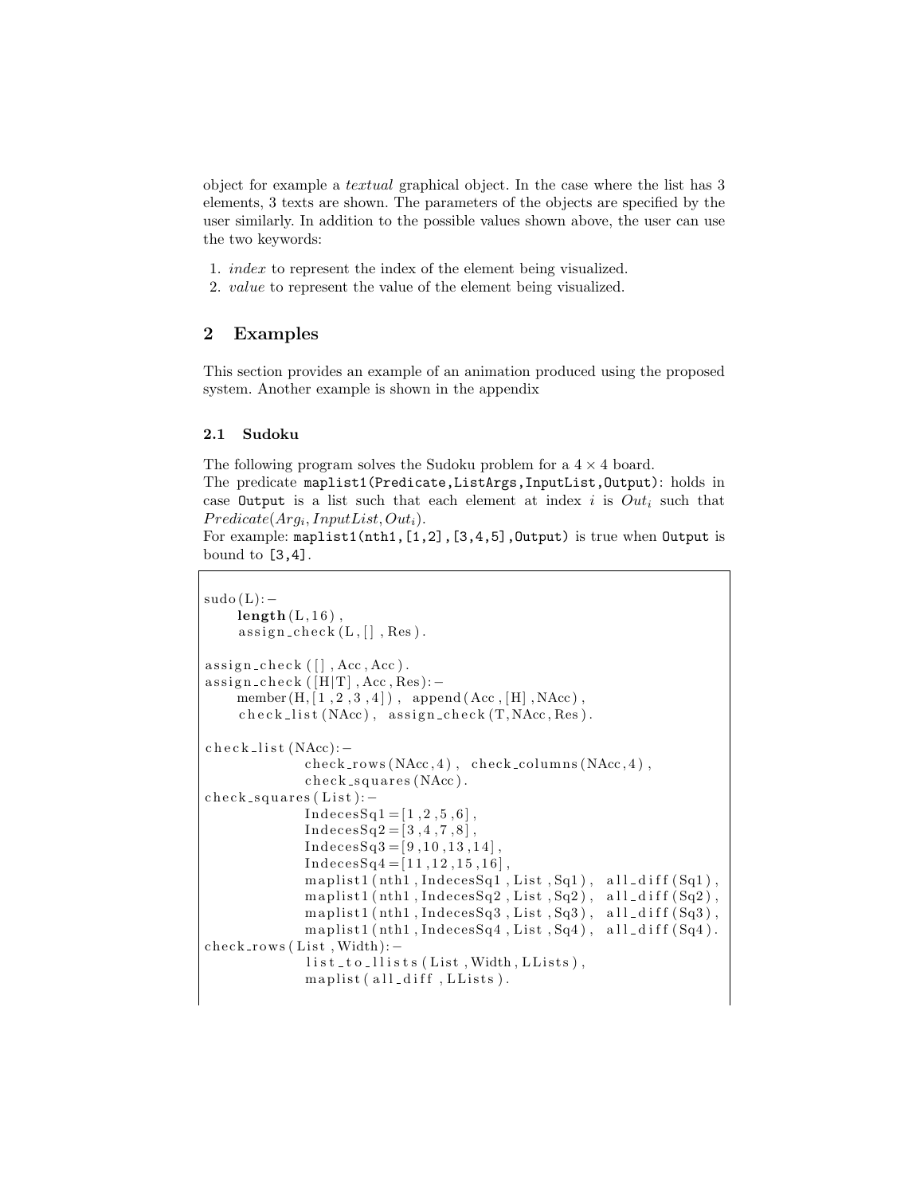object for example a *textual* graphical object. In the case where the list has 3 elements, 3 texts are shown. The parameters of the objects are specified by the user similarly. In addition to the possible values shown above, the user can use the two keywords:

1. *index* to represent the index of the element being visualized.
2. *value* to represent the value of the element being visualized.

## 2 Examples

This section provides an example of an animation produced using the proposed system. Another example is shown in the appendix

### 2.1 Sudoku

The following program solves the Sudoku problem for a $4 \times 4$ board.
The predicate `maplist1(Predicate,ListArgs,InputList,Output)`: holds in case `Output` is a list such that each element at index $i$ is $Out_i$ such that $Predicate(Arg_i, InputList, Out_i)$.
For example: `maplist1(nth1,[1,2],[3,4,5],Output)` is true when `Output` is bound to `[3,4]`.

```
sudo(L):-
    length(L,16),
    assign_check(L,[],Res).

assign_check([],Acc,Acc).
assign_check([H|T],Acc,Res):-
    member(H,[1,2,3,4]),  append(Acc,[H],NAcc),
    check_list(NAcc),  assign_check(T,NAcc,Res).

check_list(NAcc):-
            check_rows(NAcc,4),  check_columns(NAcc,4),
            check_squares(NAcc).
check_squares(List):-
            IndecesSq1=[1,2,5,6],
            IndecesSq2=[3,4,7,8],
            IndecesSq3=[9,10,13,14],
            IndecesSq4=[11,12,15,16],
            maplist1(nth1,IndecesSq1,List,Sq1),  all_diff(Sq1),
            maplist1(nth1,IndecesSq2,List,Sq2),  all_diff(Sq2),
            maplist1(nth1,IndecesSq3,List,Sq3),  all_diff(Sq3),
            maplist1(nth1,IndecesSq4,List,Sq4),  all_diff(Sq4).
check_rows(List,Width):-
            list_to_llists(List,Width,LLists),
            maplist(all_diff,LLists).
```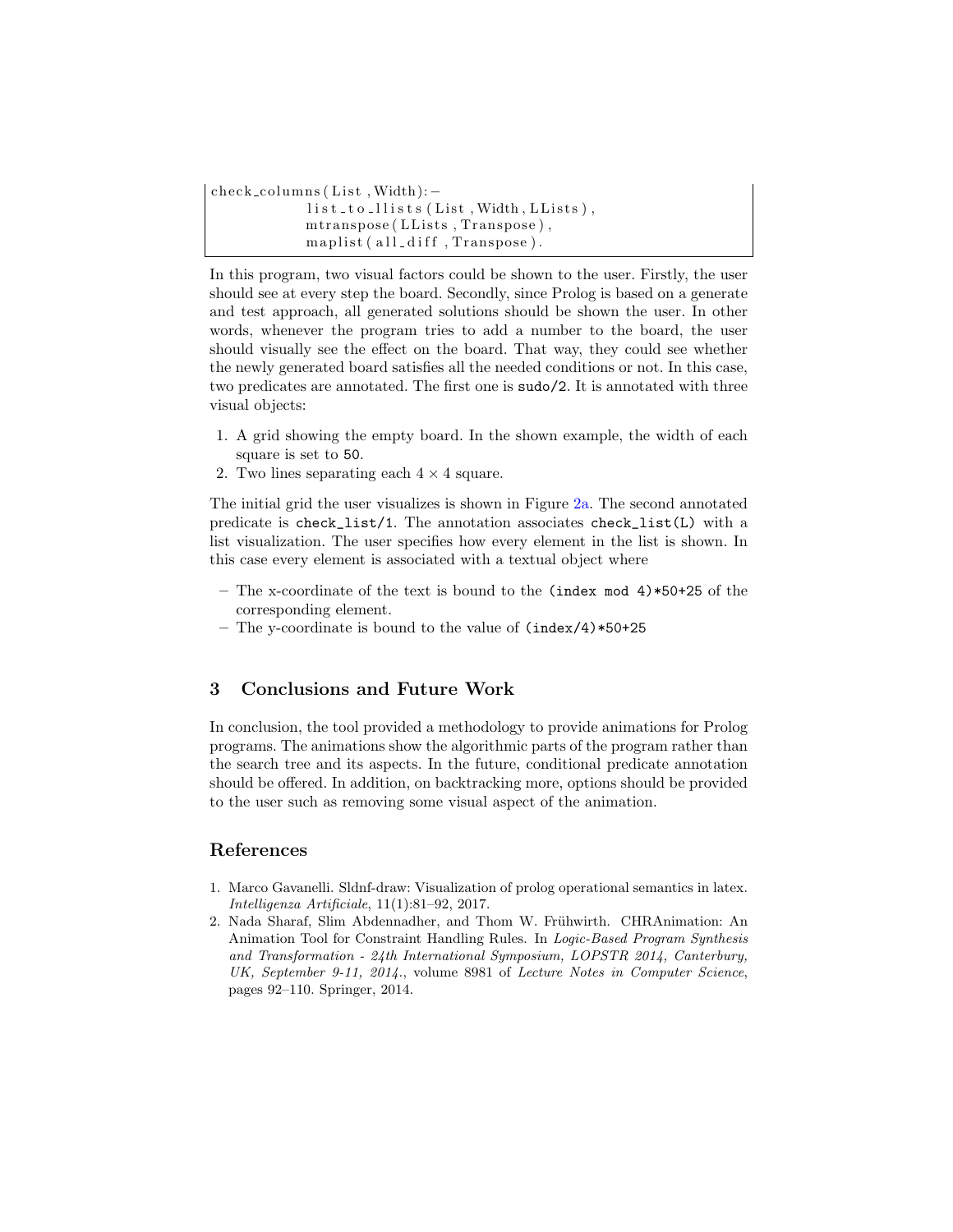```
check_columns(List,Width):-
            list_to_llists(List,Width,LLists),
            mtranspose(LLists,Transpose),
            maplist(all_diff,Transpose).
```

In this program, two visual factors could be shown to the user. Firstly, the user should see at every step the board. Secondly, since Prolog is based on a generate and test approach, all generated solutions should be shown the user. In other words, whenever the program tries to add a number to the board, the user should visually see the effect on the board. That way, they could see whether the newly generated board satisfies all the needed conditions or not. In this case, two predicates are annotated. The first one is `sudo/2`. It is annotated with three visual objects:

1. A grid showing the empty board. In the shown example, the width of each square is set to `50`.
2. Two lines separating each $4 \times 4$ square.

The initial grid the user visualizes is shown in Figure 2a. The second annotated predicate is `check_list/1`. The annotation associates `check_list(L)` with a list visualization. The user specifies how every element in the list is shown. In this case every element is associated with a textual object where

– The x-coordinate of the text is bound to the `(index mod 4)*50+25` of the corresponding element.
– The y-coordinate is bound to the value of `(index/4)*50+25`

## 3 Conclusions and Future Work

In conclusion, the tool provided a methodology to provide animations for Prolog programs. The animations show the algorithmic parts of the program rather than the search tree and its aspects. In the future, conditional predicate annotation should be offered. In addition, on backtracking more, options should be provided to the user such as removing some visual aspect of the animation.

## References

1. Marco Gavanelli. Sldnf-draw: Visualization of prolog operational semantics in latex. *Intelligenza Artificiale*, 11(1):81–92, 2017.
2. Nada Sharaf, Slim Abdennadher, and Thom W. Frühwirth. CHRAnimation: An Animation Tool for Constraint Handling Rules. In *Logic-Based Program Synthesis and Transformation - 24th International Symposium, LOPSTR 2014, Canterbury, UK, September 9-11, 2014.*, volume 8981 of *Lecture Notes in Computer Science*, pages 92–110. Springer, 2014.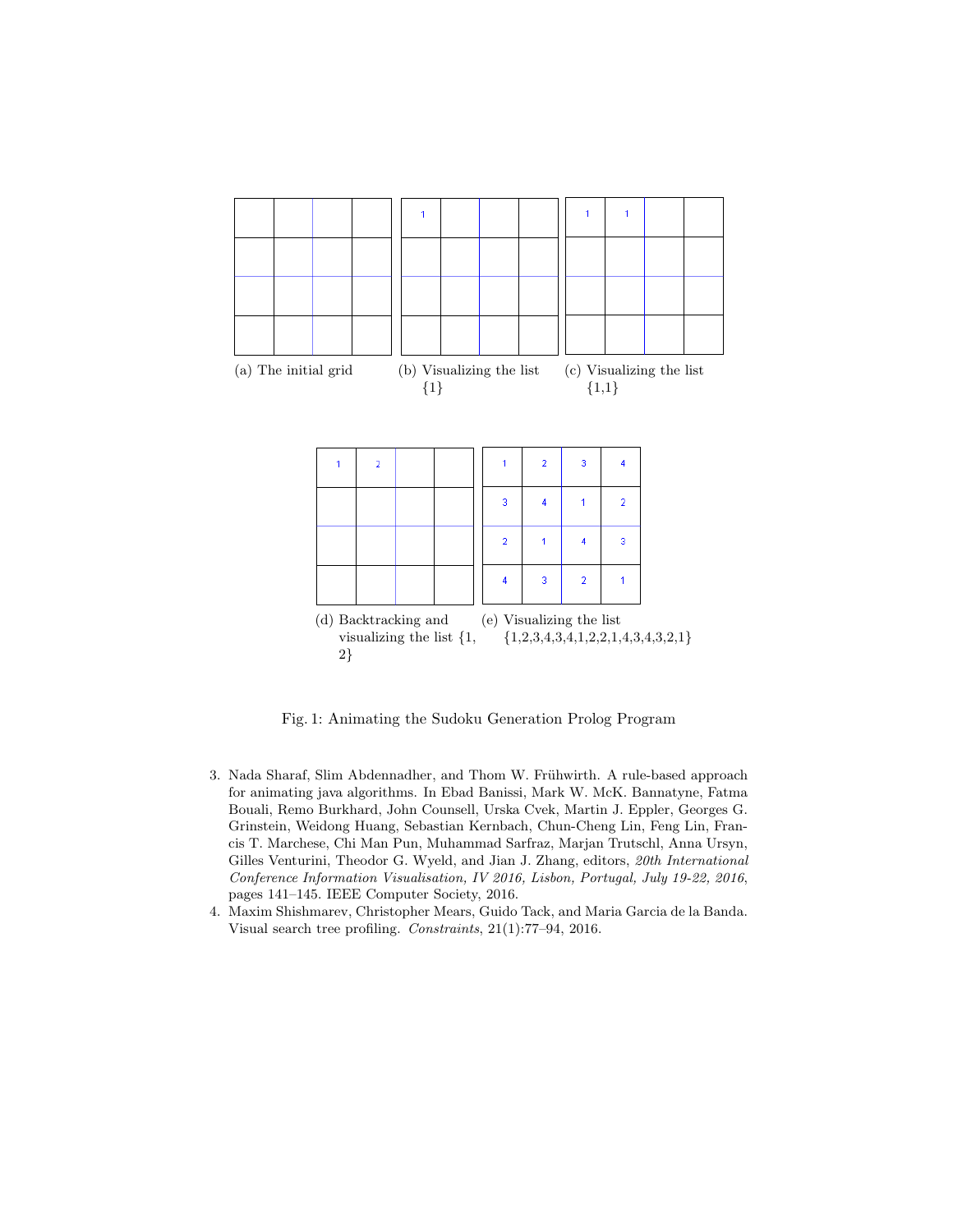(a) The initial grid

(b) Visualizing the list {1}

(c) Visualizing the list {1,1}

(d) Backtracking and visualizing the list {1, 2}

(e) Visualizing the list {1,2,3,4,3,4,1,2,2,1,4,3,4,3,2,1}

Fig. 1: Animating the Sudoku Generation Prolog Program

3. Nada Sharaf, Slim Abdennadher, and Thom W. Frühwirth. A rule-based approach for animating java algorithms. In Ebad Banissi, Mark W. McK. Bannatyne, Fatma Bouali, Remo Burkhard, John Counsell, Urska Cvek, Martin J. Eppler, Georges G. Grinstein, Weidong Huang, Sebastian Kernbach, Chun-Cheng Lin, Feng Lin, Francis T. Marchese, Chi Man Pun, Muhammad Sarfraz, Marjan Trutschl, Anna Ursyn, Gilles Venturini, Theodor G. Wyeld, and Jian J. Zhang, editors, *20th International Conference Information Visualisation, IV 2016, Lisbon, Portugal, July 19-22, 2016*, pages 141–145. IEEE Computer Society, 2016.
4. Maxim Shishmarev, Christopher Mears, Guido Tack, and Maria Garcia de la Banda. Visual search tree profiling. *Constraints*, 21(1):77–94, 2016.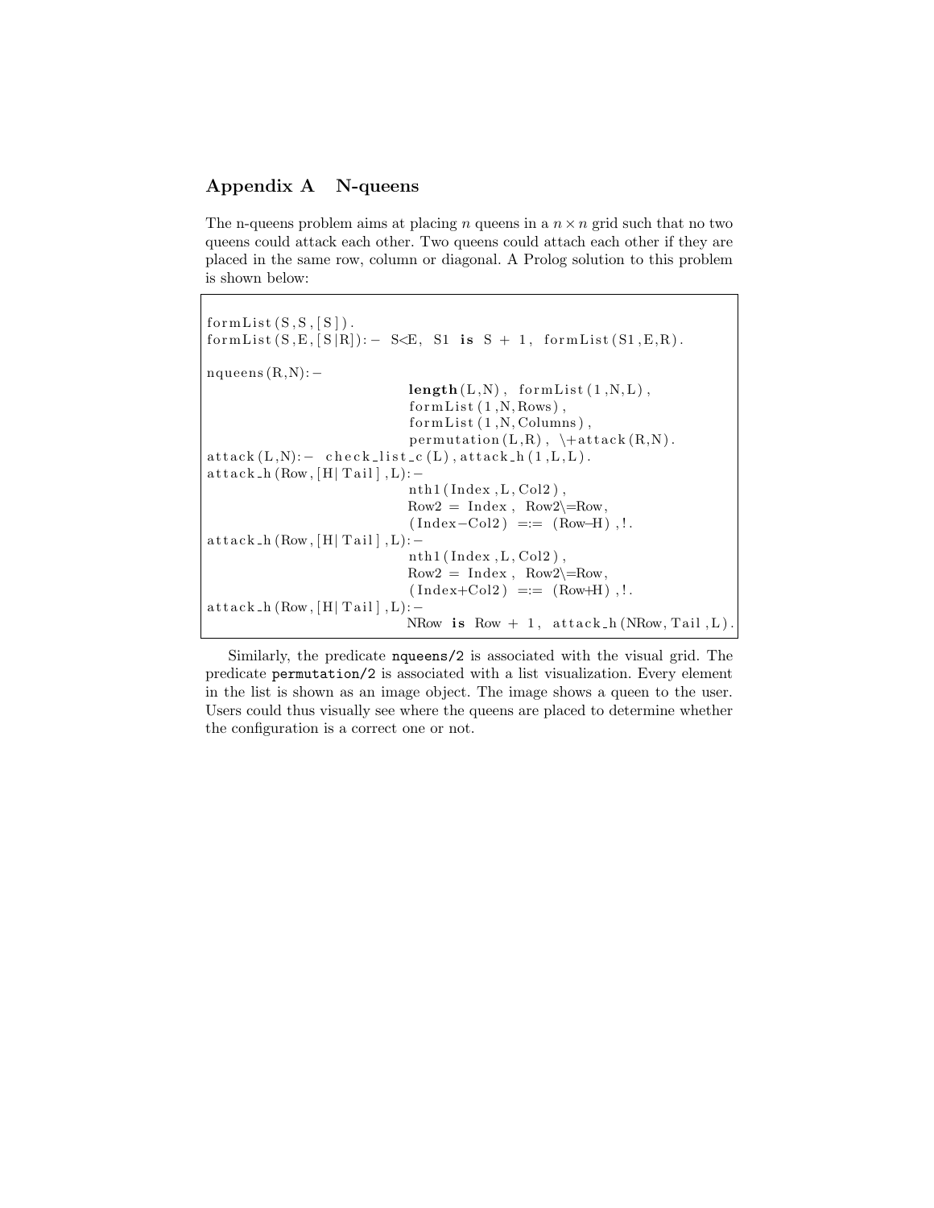## Appendix A N-queens

The n-queens problem aims at placing $n$ queens in a $n \times n$ grid such that no two queens could attack each other. Two queens could attach each other if they are placed in the same row, column or diagonal. A Prolog solution to this problem is shown below:

```
formList(S,S,[S]).
formList(S,E,[S|R]):- S<E, S1 is S + 1, formList(S1,E,R).

nqueens(R,N):-
                        length(L,N), formList(1,N,L),
                        formList(1,N,Rows),
                        formList(1,N,Columns),
                        permutation(L,R), \+attack(R,N).
attack(L,N):- check_list_c(L),attack_h(1,L,L).
attack_h(Row,[H|Tail],L):-
                        nth1(Index,L,Col2),
                        Row2 = Index, Row2\=Row,
                        (Index-Col2) =:= (Row-H),!.
attack_h(Row,[H|Tail],L):-
                        nth1(Index,L,Col2),
                        Row2 = Index, Row2\=Row,
                        (Index+Col2) =:= (Row+H),!.
attack_h(Row,[H|Tail],L):-
                        NRow is Row + 1, attack_h(NRow,Tail,L).
```

Similarly, the predicate `nqueens/2` is associated with the visual grid. The predicate `permutation/2` is associated with a list visualization. Every element in the list is shown as an image object. The image shows a queen to the user. Users could thus visually see where the queens are placed to determine whether the configuration is a correct one or not.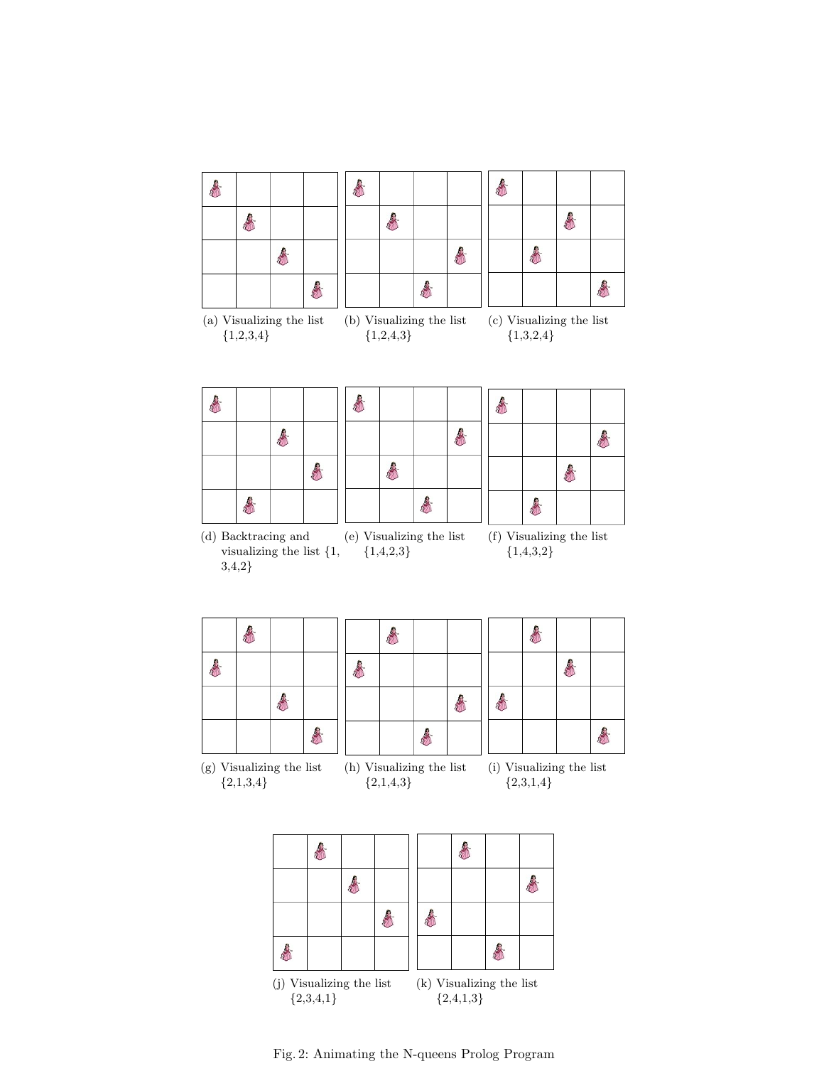(a) Visualizing the list {1,2,3,4}

(b) Visualizing the list {1,2,4,3}

(c) Visualizing the list {1,3,2,4}

(d) Backtracing and visualizing the list {1, 3,4,2}

(e) Visualizing the list {1,4,2,3}

(f) Visualizing the list {1,4,3,2}

(g) Visualizing the list {2,1,3,4}

(h) Visualizing the list {2,1,4,3}

(i) Visualizing the list {2,3,1,4}

(j) Visualizing the list {2,3,4,1}

(k) Visualizing the list {2,4,1,3}

Fig. 2: Animating the N-queens Prolog Program